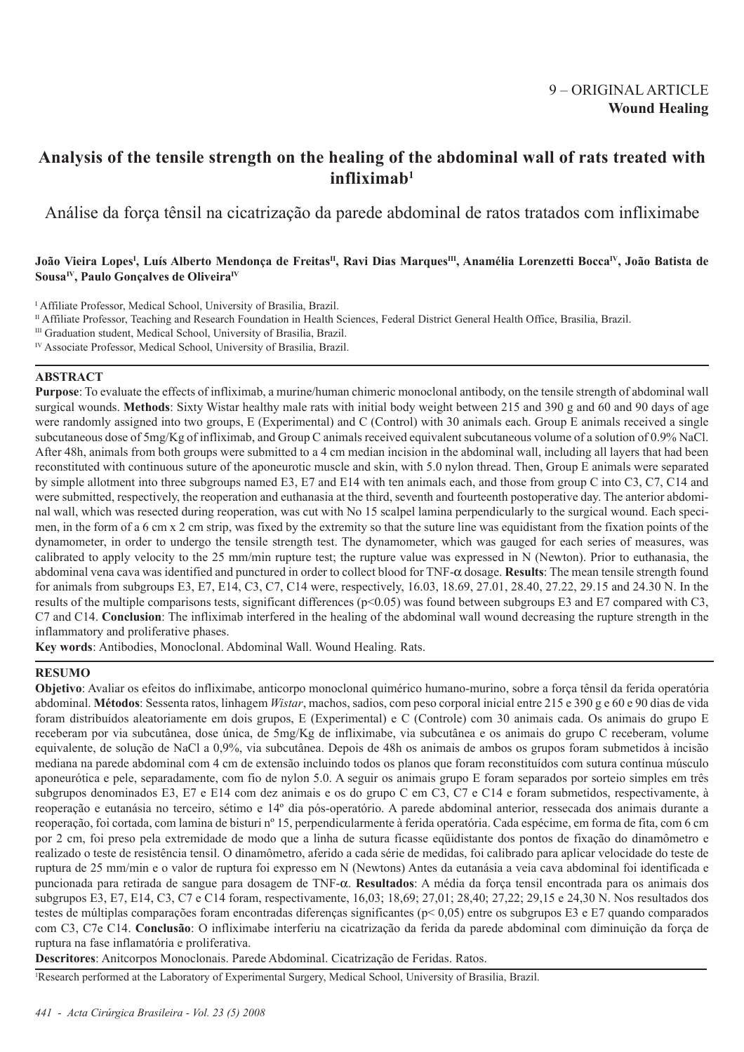9 – ORIGINAL ARTICLE
**Wound Healing**

# Analysis of the tensile strength on the healing of the abdominal wall of rats treated with infliximab[1]

## Análise da força tênsil na cicatrização da parede abdominal de ratos tratados com infliximabe

**João Vieira Lopes[I], Luís Alberto Mendonça de Freitas[II], Ravi Dias Marques[III], Anamélia Lorenzetti Bocca[IV], João Batista de Sousa[IV], Paulo Gonçalves de Oliveira[IV]**

[I] Affiliate Professor, Medical School, University of Brasilia, Brazil.
[II] Affiliate Professor, Teaching and Research Foundation in Health Sciences, Federal District General Health Office, Brasilia, Brazil.
[III] Graduation student, Medical School, University of Brasilia, Brazil.
[IV] Associate Professor, Medical School, University of Brasilia, Brazil.

## ABSTRACT

**Purpose**: To evaluate the effects of infliximab, a murine/human chimeric monoclonal antibody, on the tensile strength of abdominal wall surgical wounds. **Methods**: Sixty Wistar healthy male rats with initial body weight between 215 and 390 g and 60 and 90 days of age were randomly assigned into two groups, E (Experimental) and C (Control) with 30 animals each. Group E animals received a single subcutaneous dose of 5mg/Kg of infliximab, and Group C animals received equivalent subcutaneous volume of a solution of 0.9% NaCl. After 48h, animals from both groups were submitted to a 4 cm median incision in the abdominal wall, including all layers that had been reconstituted with continuous suture of the aponeurotic muscle and skin, with 5.0 nylon thread. Then, Group E animals were separated by simple allotment into three subgroups named E3, E7 and E14 with ten animals each, and those from group C into C3, C7, C14 and were submitted, respectively, the reoperation and euthanasia at the third, seventh and fourteenth postoperative day. The anterior abdominal wall, which was resected during reoperation, was cut with No 15 scalpel lamina perpendicularly to the surgical wound. Each specimen, in the form of a 6 cm x 2 cm strip, was fixed by the extremity so that the suture line was equidistant from the fixation points of the dynamometer, in order to undergo the tensile strength test. The dynamometer, which was gauged for each series of measures, was calibrated to apply velocity to the 25 mm/min rupture test; the rupture value was expressed in N (Newton). Prior to euthanasia, the abdominal vena cava was identified and punctured in order to collect blood for TNF-$\alpha$ dosage. **Results**: The mean tensile strength found for animals from subgroups E3, E7, E14, C3, C7, C14 were, respectively, 16.03, 18.69, 27.01, 28.40, 27.22, 29.15 and 24.30 N. In the results of the multiple comparisons tests, significant differences ($p<0.05$) was found between subgroups E3 and E7 compared with C3, C7 and C14. **Conclusion**: The infliximab interfered in the healing of the abdominal wall wound decreasing the rupture strength in the inflammatory and proliferative phases.

**Key words**: Antibodies, Monoclonal. Abdominal Wall. Wound Healing. Rats.

## RESUMO

**Objetivo**: Avaliar os efeitos do infliximabe, anticorpo monoclonal quimérico humano-murino, sobre a força tênsil da ferida operatória abdominal. **Métodos**: Sessenta ratos, linhagem *Wistar*, machos, sadios, com peso corporal inicial entre 215 e 390 g e 60 e 90 dias de vida foram distribuídos aleatoriamente em dois grupos, E (Experimental) e C (Controle) com 30 animais cada. Os animais do grupo E receberam por via subcutânea, dose única, de 5mg/Kg de infliximabe, via subcutânea e os animais do grupo C receberam, volume equivalente, de solução de NaCl a 0,9%, via subcutânea. Depois de 48h os animais de ambos os grupos foram submetidos à incisão mediana na parede abdominal com 4 cm de extensão incluindo todos os planos que foram reconstituídos com sutura contínua músculo aponeurótica e pele, separadamente, com fio de nylon 5.0. A seguir os animais grupo E foram separados por sorteio simples em três subgrupos denominados E3, E7 e E14 com dez animais e os do grupo C em C3, C7 e C14 e foram submetidos, respectivamente, à reoperação e eutanásia no terceiro, sétimo e 14º dia pós-operatório. A parede abdominal anterior, ressecada dos animais durante a reoperação, foi cortada, com lamina de bisturi nº 15, perpendicularmente à ferida operatória. Cada espécime, em forma de fita, com 6 cm por 2 cm, foi preso pela extremidade de modo que a linha de sutura ficasse eqüidistante dos pontos de fixação do dinamômetro e realizado o teste de resistência tensil. O dinamômetro, aferido a cada série de medidas, foi calibrado para aplicar velocidade do teste de ruptura de 25 mm/min e o valor de ruptura foi expresso em N (Newtons) Antes da eutanásia a veia cava abdominal foi identificada e puncionada para retirada de sangue para dosagem de TNF-$\alpha$. **Resultados**: A média da força tensil encontrada para os animais dos subgrupos E3, E7, E14, C3, C7 e C14 foram, respectivamente, 16,03; 18,69; 27,01; 28,40; 27,22; 29,15 e 24,30 N. Nos resultados dos testes de múltiplas comparações foram encontradas diferenças significantes ($p< 0,05$) entre os subgrupos E3 e E7 quando comparados com C3, C7e C14. **Conclusão**: O infliximabe interferiu na cicatrização da ferida da parede abdominal com diminuição da força de ruptura na fase inflamatória e proliferativa.

**Descritores**: Anitcorpos Monoclonais. Parede Abdominal. Cicatrização de Feridas. Ratos.

[1] Research performed at the Laboratory of Experimental Surgery, Medical School, University of Brasilia, Brazil.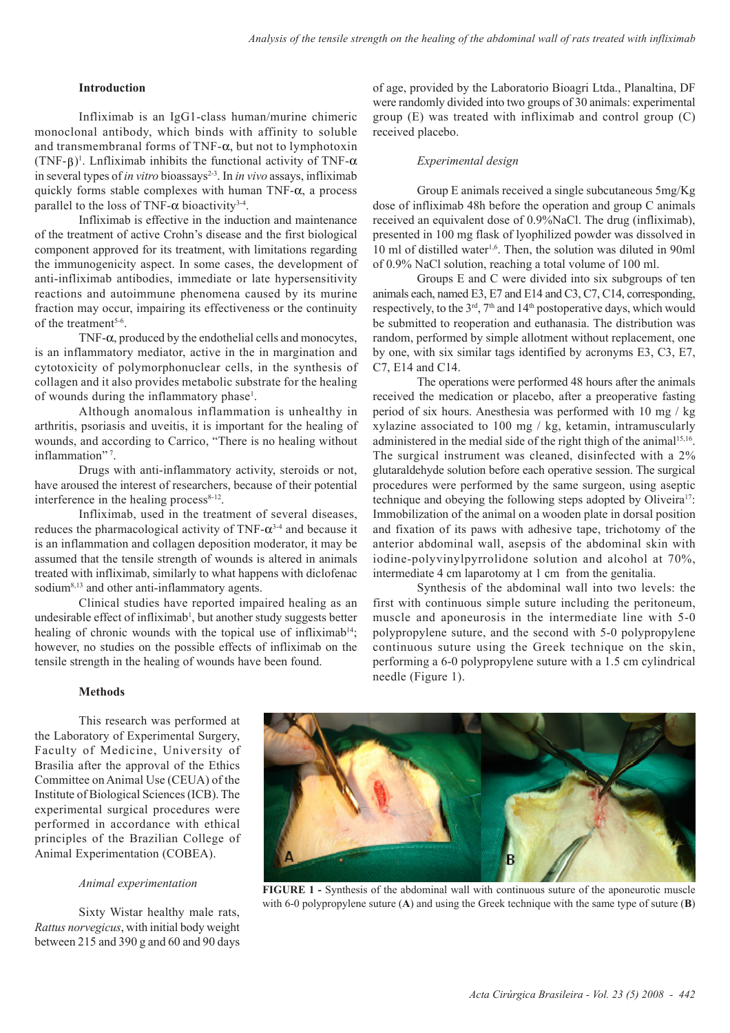## Introduction

Infliximab is an IgG1-class human/murine chimeric monoclonal antibody, which binds with affinity to soluble and transmembranal forms of TNF-α, but not to lymphotoxin (TNF-β)[1]. Lnfliximab inhibits the functional activity of TNF-α in several types of *in vitro* bioassays[2-3]. In *in vivo* assays, infliximab quickly forms stable complexes with human TNF-α, a process parallel to the loss of TNF-α bioactivity[3-4].

Infliximab is effective in the induction and maintenance of the treatment of active Crohn's disease and the first biological component approved for its treatment, with limitations regarding the immunogenicity aspect. In some cases, the development of anti-infliximab antibodies, immediate or late hypersensitivity reactions and autoimmune phenomena caused by its murine fraction may occur, impairing its effectiveness or the continuity of the treatment[5-6].

TNF-α, produced by the endothelial cells and monocytes, is an inflammatory mediator, active in the in margination and cytotoxicity of polymorphonuclear cells, in the synthesis of collagen and it also provides metabolic substrate for the healing of wounds during the inflammatory phase[1].

Although anomalous inflammation is unhealthy in arthritis, psoriasis and uveitis, it is important for the healing of wounds, and according to Carrico, "There is no healing without inflammation"[7].

Drugs with anti-inflammatory activity, steroids or not, have aroused the interest of researchers, because of their potential interference in the healing process[8-12].

Infliximab, used in the treatment of several diseases, reduces the pharmacological activity of TNF-α[3-4] and because it is an inflammation and collagen deposition moderator, it may be assumed that the tensile strength of wounds is altered in animals treated with infliximab, similarly to what happens with diclofenac sodium[8,13] and other anti-inflammatory agents.

Clinical studies have reported impaired healing as an undesirable effect of infliximab[1], but another study suggests better healing of chronic wounds with the topical use of infliximab[14]; however, no studies on the possible effects of infliximab on the tensile strength in the healing of wounds have been found.

## Methods

This research was performed at the Laboratory of Experimental Surgery, Faculty of Medicine, University of Brasilia after the approval of the Ethics Committee on Animal Use (CEUA) of the Institute of Biological Sciences (ICB). The experimental surgical procedures were performed in accordance with ethical principles of the Brazilian College of Animal Experimentation (COBEA).

### *Animal experimentation*

Sixty Wistar healthy male rats, *Rattus norvegicus*, with initial body weight between 215 and 390 g and 60 and 90 days of age, provided by the Laboratorio Bioagri Ltda., Planaltina, DF were randomly divided into two groups of 30 animals: experimental group (E) was treated with infliximab and control group (C) received placebo.

### *Experimental design*

Group E animals received a single subcutaneous 5mg/Kg dose of infliximab 48h before the operation and group C animals received an equivalent dose of 0.9%NaCl. The drug (infliximab), presented in 100 mg flask of lyophilized powder was dissolved in 10 ml of distilled water[1,6]. Then, the solution was diluted in 90ml of 0.9% NaCl solution, reaching a total volume of 100 ml.

Groups E and C were divided into six subgroups of ten animals each, named E3, E7 and E14 and C3, C7, C14, corresponding, respectively, to the 3rd, 7th and 14th postoperative days, which would be submitted to reoperation and euthanasia. The distribution was random, performed by simple allotment without replacement, one by one, with six similar tags identified by acronyms E3, C3, E7, C7, E14 and C14.

The operations were performed 48 hours after the animals received the medication or placebo, after a preoperative fasting period of six hours. Anesthesia was performed with 10 mg / kg xylazine associated to 100 mg / kg, ketamin, intramuscularly administered in the medial side of the right thigh of the animal[15,16]. The surgical instrument was cleaned, disinfected with a 2% glutaraldehyde solution before each operative session. The surgical procedures were performed by the same surgeon, using aseptic technique and obeying the following steps adopted by Oliveira[17]: Immobilization of the animal on a wooden plate in dorsal position and fixation of its paws with adhesive tape, trichotomy of the anterior abdominal wall, asepsis of the abdominal skin with iodine-polyvinylpyrrolidone solution and alcohol at 70%, intermediate 4 cm laparotomy at 1 cm from the genitalia.

Synthesis of the abdominal wall into two levels: the first with continuous simple suture including the peritoneum, muscle and aponeurosis in the intermediate line with 5-0 polypropylene suture, and the second with 5-0 polypropylene continuous suture using the Greek technique on the skin, performing a 6-0 polypropylene suture with a 1.5 cm cylindrical needle (Figure 1).

**FIGURE 1 -** Synthesis of the abdominal wall with continuous suture of the aponeurotic muscle with 6-0 polypropylene suture (**A**) and using the Greek technique with the same type of suture (**B**)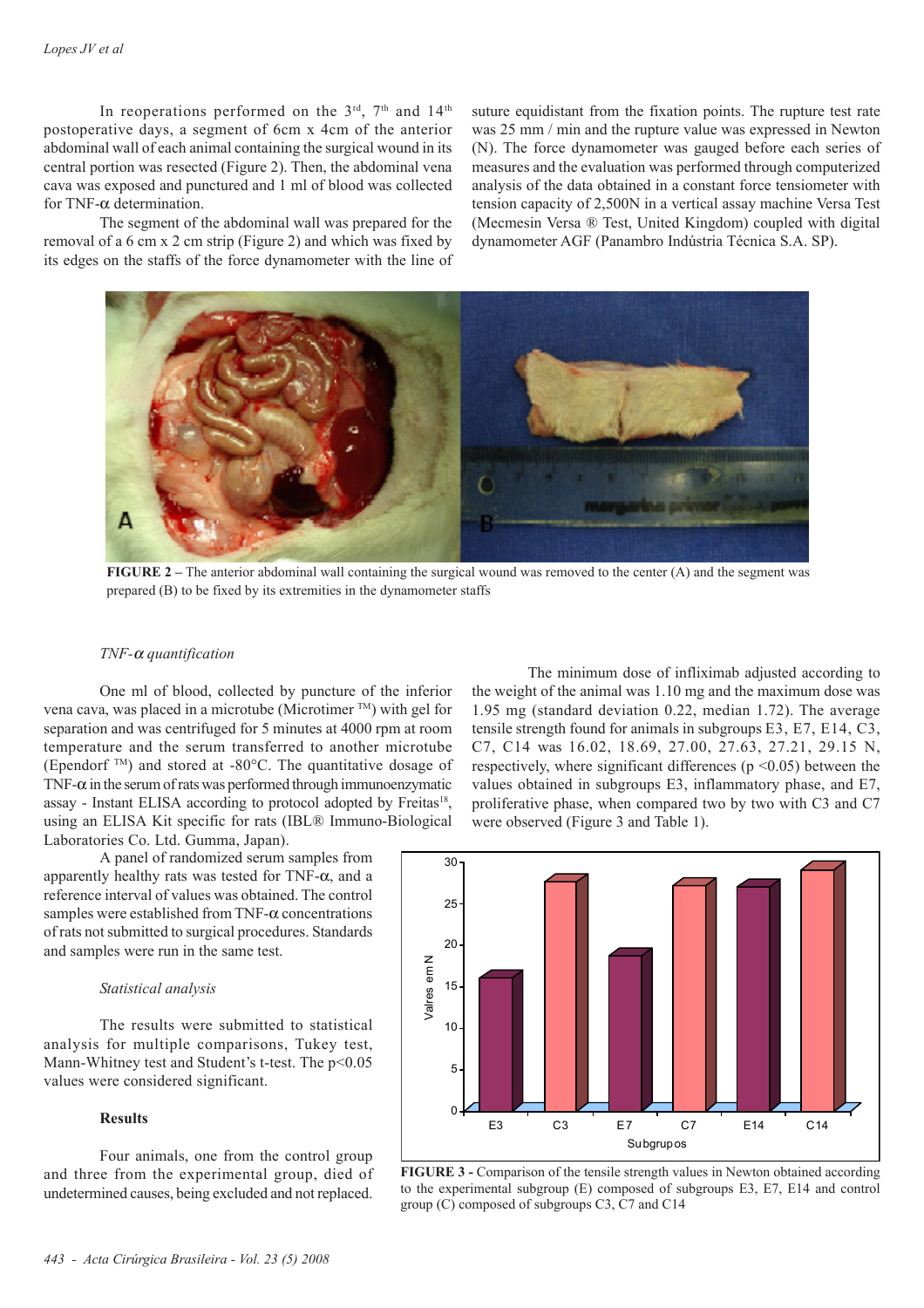In reoperations performed on the 3rd, 7th and 14th postoperative days, a segment of 6cm x 4cm of the anterior abdominal wall of each animal containing the surgical wound in its central portion was resected (Figure 2). Then, the abdominal vena cava was exposed and punctured and 1 ml of blood was collected for TNF-α determination.

The segment of the abdominal wall was prepared for the removal of a 6 cm x 2 cm strip (Figure 2) and which was fixed by its edges on the staffs of the force dynamometer with the line of suture equidistant from the fixation points. The rupture test rate was 25 mm / min and the rupture value was expressed in Newton (N). The force dynamometer was gauged before each series of measures and the evaluation was performed through computerized analysis of the data obtained in a constant force tensiometer with tension capacity of 2,500N in a vertical assay machine Versa Test (Mecmesin Versa ® Test, United Kingdom) coupled with digital dynamometer AGF (Panambro Indústria Técnica S.A. SP).

**FIGURE 2** – The anterior abdominal wall containing the surgical wound was removed to the center (A) and the segment was prepared (B) to be fixed by its extremities in the dynamometer staffs

*TNF-α quantification*

One ml of blood, collected by puncture of the inferior vena cava, was placed in a microtube (Microtimer ™) with gel for separation and was centrifuged for 5 minutes at 4000 rpm at room temperature and the serum transferred to another microtube (Ependorf ™) and stored at -80°C. The quantitative dosage of TNF-α in the serum of rats was performed through immunoenzymatic assay - Instant ELISA according to protocol adopted by Freitas[18], using an ELISA Kit specific for rats (IBL® Immuno-Biological Laboratories Co. Ltd. Gumma, Japan).

A panel of randomized serum samples from apparently healthy rats was tested for TNF-α, and a reference interval of values was obtained. The control samples were established from TNF-α concentrations of rats not submitted to surgical procedures. Standards and samples were run in the same test.

*Statistical analysis*

The results were submitted to statistical analysis for multiple comparisons, Tukey test, Mann-Whitney test and Student's t-test. The $p<0.05$ values were considered significant.

**Results**

Four animals, one from the control group and three from the experimental group, died of undetermined causes, being excluded and not replaced.

The minimum dose of infliximab adjusted according to the weight of the animal was 1.10 mg and the maximum dose was 1.95 mg (standard deviation 0.22, median 1.72). The average tensile strength found for animals in subgroups E3, E7, E14, C3, C7, C14 was 16.02, 18.69, 27.00, 27.63, 27.21, 29.15 N, respectively, where significant differences ($p <0.05$) between the values obtained in subgroups E3, inflammatory phase, and E7, proliferative phase, when compared two by two with C3 and C7 were observed (Figure 3 and Table 1).

**FIGURE 3 -** Comparison of the tensile strength values in Newton obtained according to the experimental subgroup (E) composed of subgroups E3, E7, E14 and control group (C) composed of subgroups C3, C7 and C14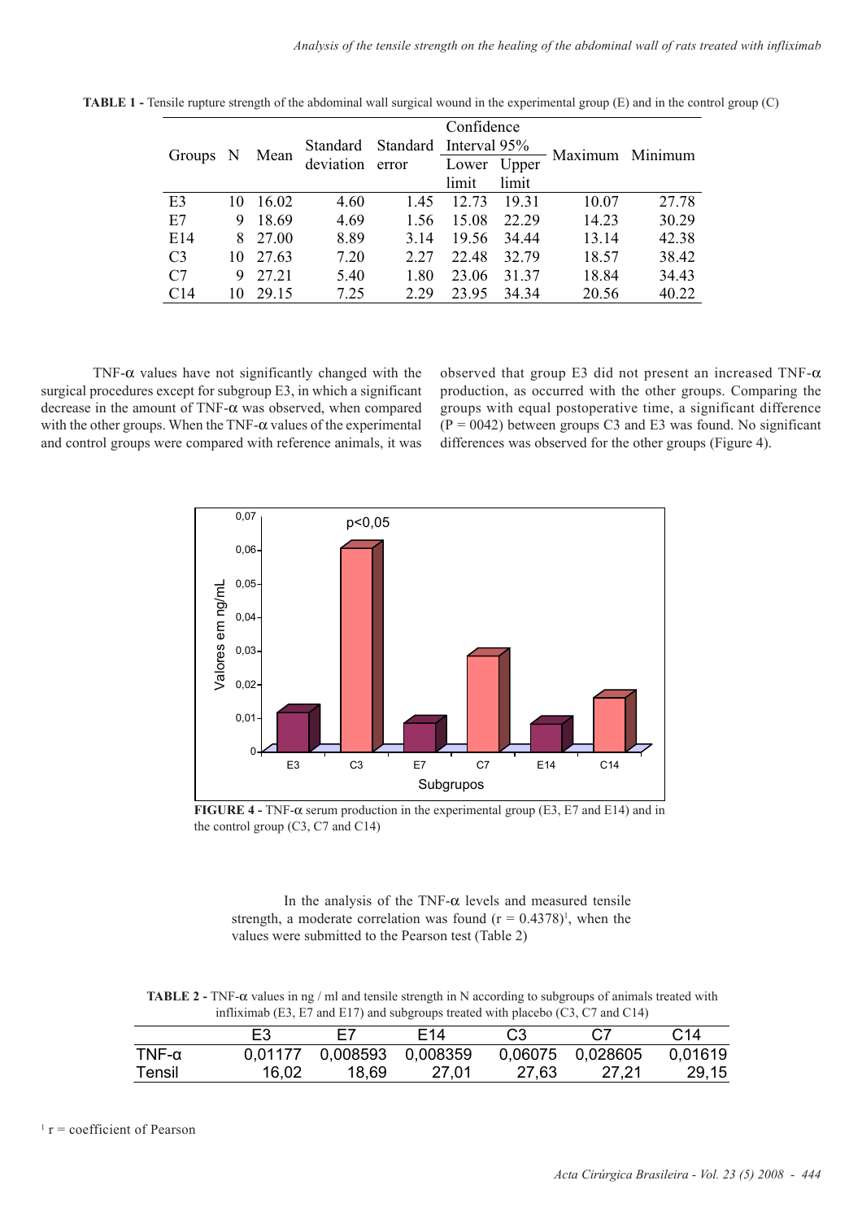**TABLE 1 -** Tensile rupture strength of the abdominal wall surgical wound in the experimental group (E) and in the control group (C)

| Groups | N | Mean | Standard deviation | Standard error | Confidence Interval 95% | | Maximum | Minimum |
|---|---|---|---|---|---|---|---|---|
| | | | | | Lower limit | Upper limit | | |
| E3 | 10 | 16.02 | 4.60 | 1.45 | 12.73 | 19.31 | 10.07 | 27.78 |
| E7 | 9 | 18.69 | 4.69 | 1.56 | 15.08 | 22.29 | 14.23 | 30.29 |
| E14 | 8 | 27.00 | 8.89 | 3.14 | 19.56 | 34.44 | 13.14 | 42.38 |
| C3 | 10 | 27.63 | 7.20 | 2.27 | 22.48 | 32.79 | 18.57 | 38.42 |
| C7 | 9 | 27.21 | 5.40 | 1.80 | 23.06 | 31.37 | 18.84 | 34.43 |
| C14 | 10 | 29.15 | 7.25 | 2.29 | 23.95 | 34.34 | 20.56 | 40.22 |

TNF-α values have not significantly changed with the surgical procedures except for subgroup E3, in which a significant decrease in the amount of TNF-α was observed, when compared with the other groups. When the TNF-α values of the experimental and control groups were compared with reference animals, it was observed that group E3 did not present an increased TNF-α production, as occurred with the other groups. Comparing the groups with equal postoperative time, a significant difference (P = 0042) between groups C3 and E3 was found. No significant differences was observed for the other groups (Figure 4).

**FIGURE 4 -** TNF-α serum production in the experimental group (E3, E7 and E14) and in the control group (C3, C7 and C14)

In the analysis of the TNF-α levels and measured tensile strength, a moderate correlation was found (r = 0.4378)[1], when the values were submitted to the Pearson test (Table 2)

**TABLE 2 -** TNF-α values in ng / ml and tensile strength in N according to subgroups of animals treated with infliximab (E3, E7 and E17) and subgroups treated with placebo (C3, C7 and C14)

| | E3 | E7 | E14 | C3 | C7 | C14 |
|---|---|---|---|---|---|---|
| TNF-α | 0,01177 | 0,008593 | 0,008359 | 0,06075 | 0,028605 | 0,01619 |
| Tensil | 16,02 | 18,69 | 27,01 | 27,63 | 27,21 | 29,15 |

[1] r = coefficient of Pearson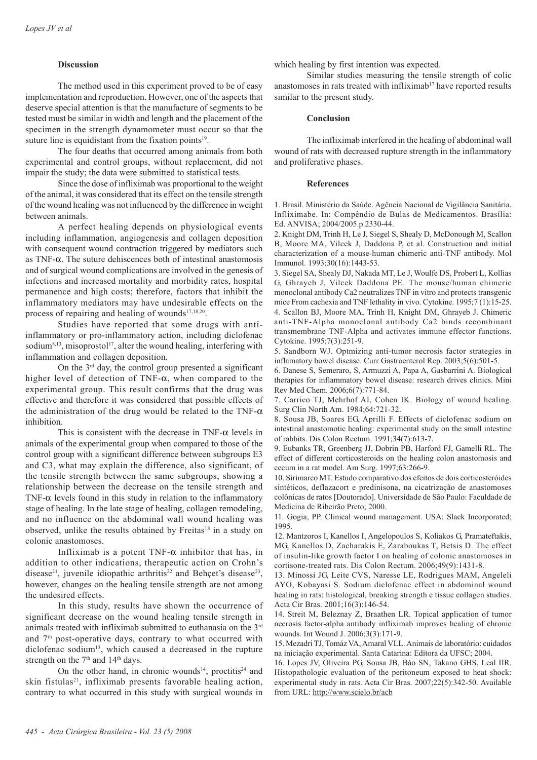### Discussion

The method used in this experiment proved to be of easy implementation and reproduction. However, one of the aspects that deserve special attention is that the manufacture of segments to be tested must be similar in width and length and the placement of the specimen in the strength dynamometer must occur so that the suture line is equidistant from the fixation points[19].

The four deaths that occurred among animals from both experimental and control groups, without replacement, did not impair the study; the data were submitted to statistical tests.

Since the dose of infliximab was proportional to the weight of the animal, it was considered that its effect on the tensile strength of the wound healing was not influenced by the difference in weight between animals.

A perfect healing depends on physiological events including inflammation, angiogenesis and collagen deposition with consequent wound contraction triggered by mediators such as TNF-$\alpha$. The suture dehiscences both of intestinal anastomosis and of surgical wound complications are involved in the genesis of infections and increased mortality and morbidity rates, hospital permanence and high costs; therefore, factors that inhibit the inflammatory mediators may have undesirable effects on the process of repairing and healing of wounds[17,18,20].

Studies have reported that some drugs with anti-inflammatory or pro-inflammatory action, including diclofenac sodium[8,13], misoprostol[17], alter the wound healing, interfering with inflammation and collagen deposition.

On the 3rd day, the control group presented a significant higher level of detection of TNF-$\alpha$, when compared to the experimental group. This result confirms that the drug was effective and therefore it was considered that possible effects of the administration of the drug would be related to the TNF-$\alpha$ inhibition.

This is consistent with the decrease in TNF-$\alpha$ levels in animals of the experimental group when compared to those of the control group with a significant difference between subgroups E3 and C3, what may explain the difference, also significant, of the tensile strength between the same subgroups, showing a relationship between the decrease on the tensile strength and TNF-$\alpha$ levels found in this study in relation to the inflammatory stage of healing. In the late stage of healing, collagen remodeling, and no influence on the abdominal wall wound healing was observed, unlike the results obtained by Freitas[18] in a study on colonic anastomoses.

Infliximab is a potent TNF-$\alpha$ inhibitor that has, in addition to other indications, therapeutic action on Crohn's disease[21], juvenile idiopathic arthritis[22] and Behçet's disease[23], however, changes on the healing tensile strength are not among the undesired effects.

In this study, results have shown the occurrence of significant decrease on the wound healing tensile strength in animals treated with infliximab submitted to euthanasia on the 3rd and 7th post-operative days, contrary to what occurred with diclofenac sodium[13], which caused a decreased in the rupture strength on the 7th and 14th days.

On the other hand, in chronic wounds[14], proctitis[24] and skin fistulas[21], infliximab presents favorable healing action, contrary to what occurred in this study with surgical wounds in which healing by first intention was expected.

Similar studies measuring the tensile strength of colic anastomoses in rats treated with infliximab[17] have reported results similar to the present study.

### Conclusion

The infliximab interfered in the healing of abdominal wall wound of rats with decreased rupture strength in the inflammatory and proliferative phases.

### References

1. Brasil. Ministério da Saúde. Agência Nacional de Vigilância Sanitária. Infliximabe. In: Compêndio de Bulas de Medicamentos. Brasília: Ed. ANVISA; 2004/2005.p.2330-44.
2. Knight DM, Trinh H, Le J, Siegel S, Shealy D, McDonough M, Scallon B, Moore MA, Vilcek J, Daddona P, et al. Construction and initial characterization of a mouse-human chimeric anti-TNF antibody. Mol Immunol. 1993;30(16):1443-53.
3. Siegel SA, Shealy DJ, Nakada MT, Le J, Woulfe DS, Probert L, Kollias G, Ghrayeb J, Vilcek Daddona PE. The mouse/human chimeric monoclonal antibody Ca2 neutralizes TNF in vitro and protects transgenic mice From cachexia and TNF lethality in vivo. Cytokine. 1995;7 (1):15-25.
4. Scallon BJ, Moore MA, Trinh H, Knight DM, Ghrayeb J. Chimeric anti-TNF-Alpha monoclonal antibody Ca2 binds recombinant transmembrane TNF-Alpha and activates immune effector functions. Cytokine. 1995;7(3):251-9.
5. Sandborn WJ. Optmizing anti-tumor necrosis factor strategies in inflamatory bowel disease. Curr Gastroenterol Rep. 2003;5(6):501-5.
6. Danese S, Semeraro, S, Armuzzi A, Papa A, Gasbarrini A. Biological therapies for inflammatory bowel disease: research drives clinics. Mini Rev Med Chem. 2006;6(7):771-84.
7. Carrico TJ, Mehrhof AI, Cohen IK. Biology of wound healing. Surg Clin North Am. 1984;64:721-32.
8. Sousa JB, Soares EG, Aprilli F. Effects of diclofenac sodium on intestinal anastomotic healing: experimental study on the small intestine of rabbits. Dis Colon Rectum. 1991;34(7):613-7.
9. Eubanks TR, Greenberg JJ, Dobrin PB, Harford FJ, Gamelli RL. The effect of different corticosteroids on the healing colon anastomosis and cecum in a rat model. Am Surg. 1997;63:266-9.
10. Sirimarco MT. Estudo comparativo dos efeitos de dois corticosteróides sintéticos, deflazacort e predinisona, na cicatrização de anastomoses colônicas de ratos [Doutorado]. Universidade de São Paulo: Faculdade de Medicina de Ribeirão Preto; 2000.
11. Gogia, PP. Clinical wound management. USA: Slack Incorporated; 1995.
12. Mantzoros I, Kanellos I, Angelopoulos S, Koliakos G, Pramateftakis, MG, Kanellos D, Zacharakis E, Zaraboukas T, Betsis D. The effect of insulin-like growth factor I on healing of colonic anastomoses in cortisone-treated rats. Dis Colon Rectum. 2006;49(9):1431-8.
13. Minossi JG, Leite CVS, Naresse LE, Rodrigues MAM, Angeleli AYO, Kobayasi S. Sodium diclofenac effect in abdominal wound healing in rats: histological, breaking strength e tissue collagen studies. Acta Cir Bras. 2001;16(3):146-54.
14. Streit M, Beleznay Z, Braathen LR. Topical application of tumor necrosis factor-alpha antibody infliximab improves healing of chronic wounds. Int Wound J. 2006;3(3):171-9.
15. Mezadri TJ, Tomáz VA, Amaral VLL. Animais de laboratório: cuidados na iniciação experimental. Santa Catarina: Editora da UFSC; 2004.
16. Lopes JV, Oliveira PG, Sousa JB, Báo SN, Takano GHS, Leal IIR. Histopathologic evaluation of the peritoneum exposed to heat shock: experimental study in rats. Acta Cir Bras. 2007;22(5):342-50. Available from URL: http://www.scielo.br/acb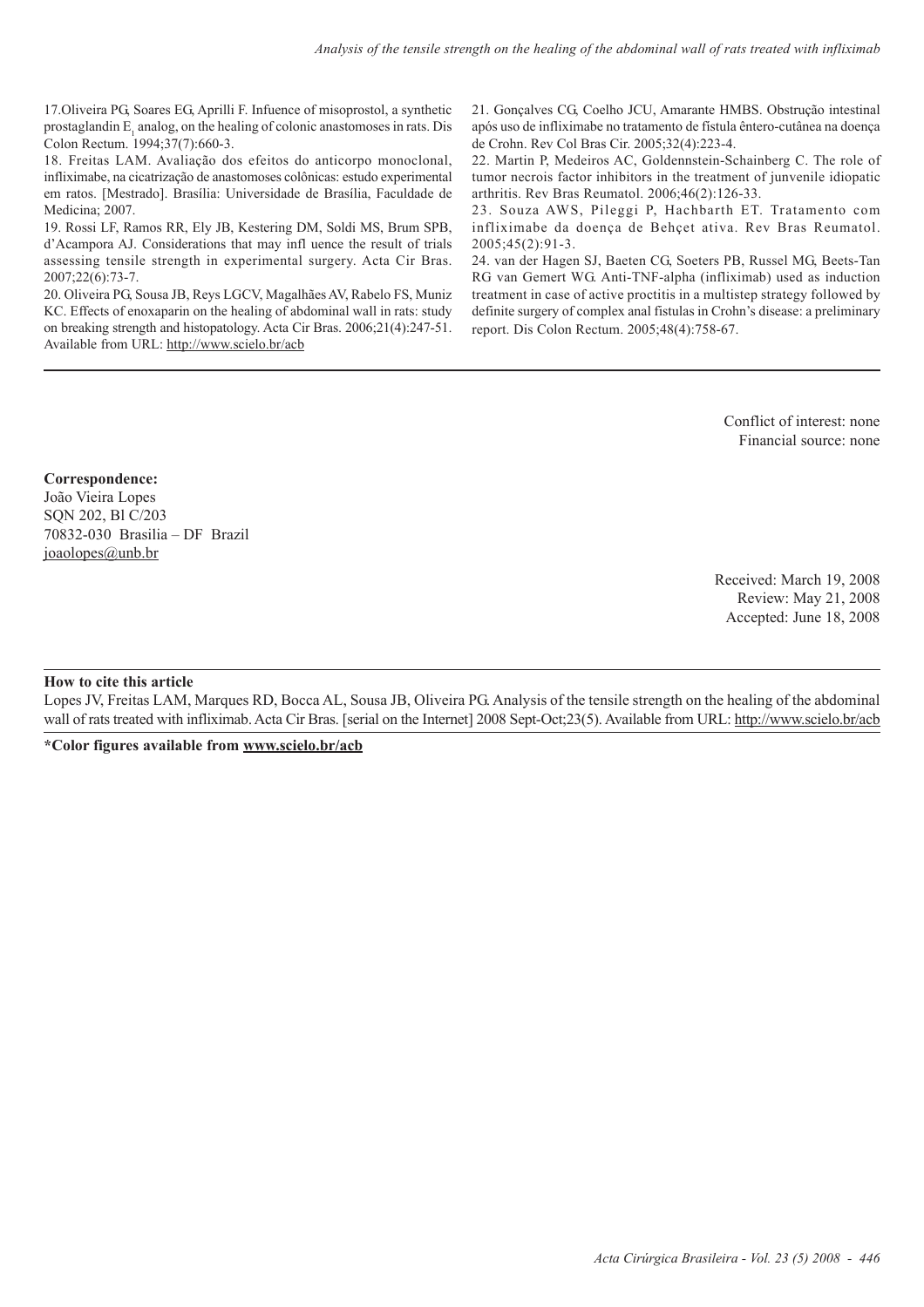17. Oliveira PG, Soares EG, Aprilli F. Infuence of misoprostol, a synthetic prostaglandin $E_1$ analog, on the healing of colonic anastomoses in rats. Dis Colon Rectum. 1994;37(7):660-3.

18. Freitas LAM. Avaliação dos efeitos do anticorpo monoclonal, infliximabe, na cicatrização de anastomoses colônicas: estudo experimental em ratos. [Mestrado]. Brasília: Universidade de Brasília, Faculdade de Medicina; 2007.

19. Rossi LF, Ramos RR, Ely JB, Kestering DM, Soldi MS, Brum SPB, d'Acampora AJ. Considerations that may infl uence the result of trials assessing tensile strength in experimental surgery. Acta Cir Bras. 2007;22(6):73-7.

20. Oliveira PG, Sousa JB, Reys LGCV, Magalhães AV, Rabelo FS, Muniz KC. Effects of enoxaparin on the healing of abdominal wall in rats: study on breaking strength and histopatology. Acta Cir Bras. 2006;21(4):247-51. Available from URL: http://www.scielo.br/acb

21. Gonçalves CG, Coelho JCU, Amarante HMBS. Obstrução intestinal após uso de infliximabe no tratamento de fístula êntero-cutânea na doença de Crohn. Rev Col Bras Cir. 2005;32(4):223-4.

22. Martin P, Medeiros AC, Goldennstein-Schainberg C. The role of tumor necrois factor inhibitors in the treatment of junvenile idiopatic arthritis. Rev Bras Reumatol. 2006;46(2):126-33.

23. Souza AWS, Pileggi P, Hachbarth ET. Tratamento com infliximabe da doença de Behçet ativa. Rev Bras Reumatol. 2005;45(2):91-3.

24. van der Hagen SJ, Baeten CG, Soeters PB, Russel MG, Beets-Tan RG van Gemert WG. Anti-TNF-alpha (infliximab) used as induction treatment in case of active proctitis in a multistep strategy followed by definite surgery of complex anal fistulas in Crohn's disease: a preliminary report. Dis Colon Rectum. 2005;48(4):758-67.

Conflict of interest: none
Financial source: none

**Correspondence:**
João Vieira Lopes
SQN 202, Bl C/203
70832-030 Brasilia – DF Brazil
joaolopes@unb.br

Received: March 19, 2008
Review: May 21, 2008
Accepted: June 18, 2008

**How to cite this article**

Lopes JV, Freitas LAM, Marques RD, Bocca AL, Sousa JB, Oliveira PG. Analysis of the tensile strength on the healing of the abdominal wall of rats treated with infliximab. Acta Cir Bras. [serial on the Internet] 2008 Sept-Oct;23(5). Available from URL: http://www.scielo.br/acb

**\*Color figures available from www.scielo.br/acb**